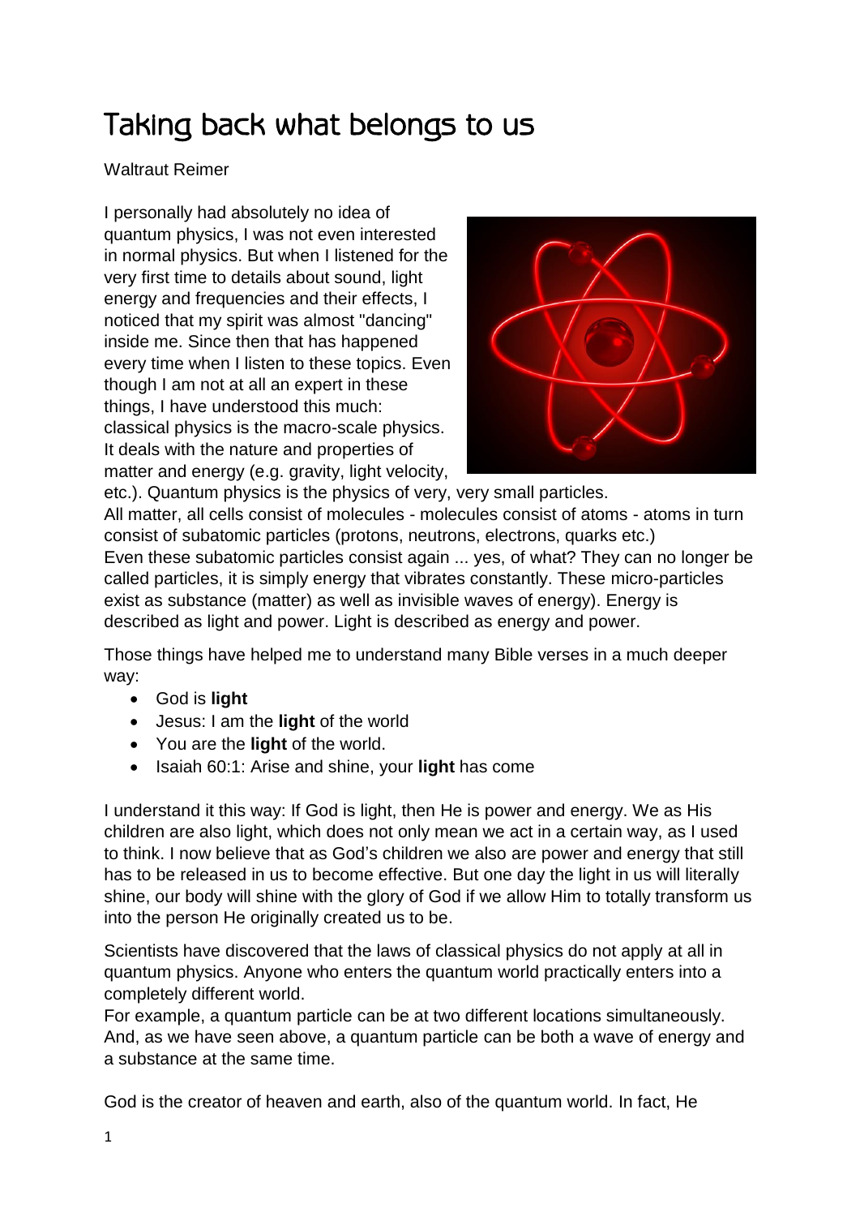# Taking back what belongs to us

Waltraut Reimer

I personally had absolutely no idea of quantum physics, I was not even interested in normal physics. But when I listened for the very first time to details about sound, light energy and frequencies and their effects, I noticed that my spirit was almost "dancing" inside me. Since then that has happened every time when I listen to these topics. Even though I am not at all an expert in these things, I have understood this much: classical physics is the macro-scale physics. It deals with the nature and properties of matter and energy (e.g. gravity, light velocity, etc.). Quantum physics is the physics of very, very small particles.

All matter, all cells consist of molecules - molecules consist of atoms - atoms in turn consist of subatomic particles (protons, neutrons, electrons, quarks etc.)

Even these subatomic particles consist again ... yes, of what? They can no longer be called particles, it is simply energy that vibrates constantly. These micro-particles exist as substance (matter) as well as invisible waves of energy). Energy is described as light and power. Light is described as energy and power.

Those things have helped me to understand many Bible verses in a much deeper way:

- God is **light**
- Jesus: I am the **light** of the world
- You are the **light** of the world.
- Isaiah 60:1: Arise and shine, your **light** has come

I understand it this way: If God is light, then He is power and energy. We as His children are also light, which does not only mean we act in a certain way, as I used to think. I now believe that as God's children we also are power and energy that still has to be released in us to become effective. But one day the light in us will literally shine, our body will shine with the glory of God if we allow Him to totally transform us into the person He originally created us to be.

Scientists have discovered that the laws of classical physics do not apply at all in quantum physics. Anyone who enters the quantum world practically enters into a completely different world.

For example, a quantum particle can be at two different locations simultaneously. And, as we have seen above, a quantum particle can be both a wave of energy and a substance at the same time.

God is the creator of heaven and earth, also of the quantum world. In fact, He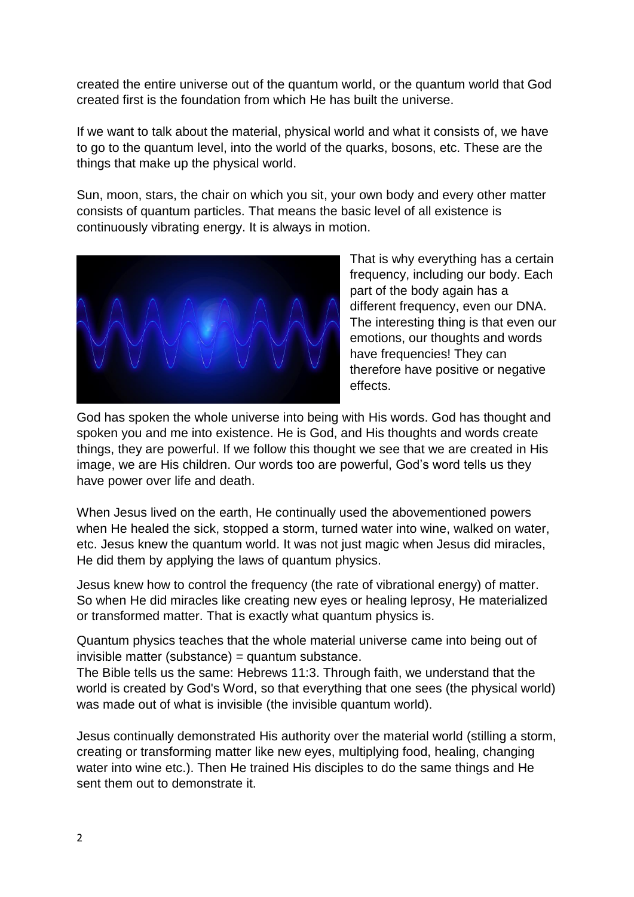created the entire universe out of the quantum world, or the quantum world that God created first is the foundation from which He has built the universe.

If we want to talk about the material, physical world and what it consists of, we have to go to the quantum level, into the world of the quarks, bosons, etc. These are the things that make up the physical world.

Sun, moon, stars, the chair on which you sit, your own body and every other matter consists of quantum particles. That means the basic level of all existence is continuously vibrating energy. It is always in motion.

That is why everything has a certain frequency, including our body. Each part of the body again has a different frequency, even our DNA. The interesting thing is that even our emotions, our thoughts and words have frequencies! They can therefore have positive or negative effects.

God has spoken the whole universe into being with His words. God has thought and spoken you and me into existence. He is God, and His thoughts and words create things, they are powerful. If we follow this thought we see that we are created in His image, we are His children. Our words too are powerful, God's word tells us they have power over life and death.

When Jesus lived on the earth, He continually used the abovementioned powers when He healed the sick, stopped a storm, turned water into wine, walked on water, etc. Jesus knew the quantum world. It was not just magic when Jesus did miracles, He did them by applying the laws of quantum physics.

Jesus knew how to control the frequency (the rate of vibrational energy) of matter. So when He did miracles like creating new eyes or healing leprosy, He materialized or transformed matter. That is exactly what quantum physics is.

Quantum physics teaches that the whole material universe came into being out of invisible matter (substance) = quantum substance.
The Bible tells us the same: Hebrews 11:3. Through faith, we understand that the world is created by God's Word, so that everything that one sees (the physical world) was made out of what is invisible (the invisible quantum world).

Jesus continually demonstrated His authority over the material world (stilling a storm, creating or transforming matter like new eyes, multiplying food, healing, changing water into wine etc.). Then He trained His disciples to do the same things and He sent them out to demonstrate it.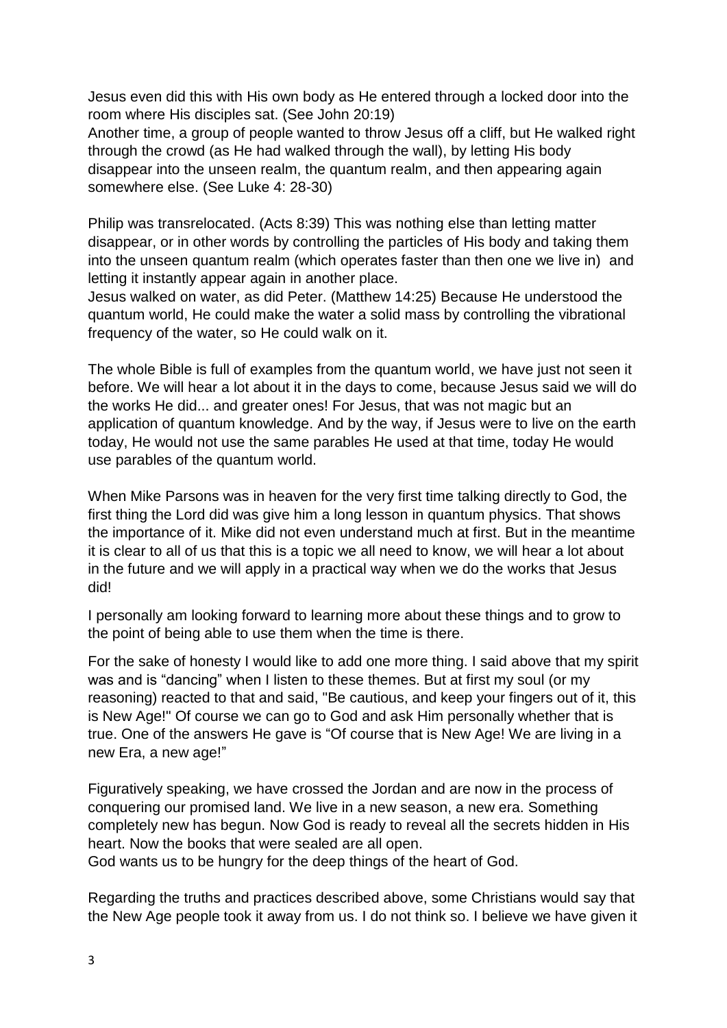Jesus even did this with His own body as He entered through a locked door into the room where His disciples sat. (See John 20:19)
Another time, a group of people wanted to throw Jesus off a cliff, but He walked right through the crowd (as He had walked through the wall), by letting His body disappear into the unseen realm, the quantum realm, and then appearing again somewhere else. (See Luke 4: 28-30)

Philip was transrelocated. (Acts 8:39) This was nothing else than letting matter disappear, or in other words by controlling the particles of His body and taking them into the unseen quantum realm (which operates faster than then one we live in) and letting it instantly appear again in another place.
Jesus walked on water, as did Peter. (Matthew 14:25) Because He understood the quantum world, He could make the water a solid mass by controlling the vibrational frequency of the water, so He could walk on it.

The whole Bible is full of examples from the quantum world, we have just not seen it before. We will hear a lot about it in the days to come, because Jesus said we will do the works He did... and greater ones! For Jesus, that was not magic but an application of quantum knowledge. And by the way, if Jesus were to live on the earth today, He would not use the same parables He used at that time, today He would use parables of the quantum world.

When Mike Parsons was in heaven for the very first time talking directly to God, the first thing the Lord did was give him a long lesson in quantum physics. That shows the importance of it. Mike did not even understand much at first. But in the meantime it is clear to all of us that this is a topic we all need to know, we will hear a lot about in the future and we will apply in a practical way when we do the works that Jesus did!

I personally am looking forward to learning more about these things and to grow to the point of being able to use them when the time is there.

For the sake of honesty I would like to add one more thing. I said above that my spirit was and is "dancing" when I listen to these themes. But at first my soul (or my reasoning) reacted to that and said, "Be cautious, and keep your fingers out of it, this is New Age!" Of course we can go to God and ask Him personally whether that is true. One of the answers He gave is "Of course that is New Age! We are living in a new Era, a new age!"

Figuratively speaking, we have crossed the Jordan and are now in the process of conquering our promised land. We live in a new season, a new era. Something completely new has begun. Now God is ready to reveal all the secrets hidden in His heart. Now the books that were sealed are all open.
God wants us to be hungry for the deep things of the heart of God.

Regarding the truths and practices described above, some Christians would say that the New Age people took it away from us. I do not think so. I believe we have given it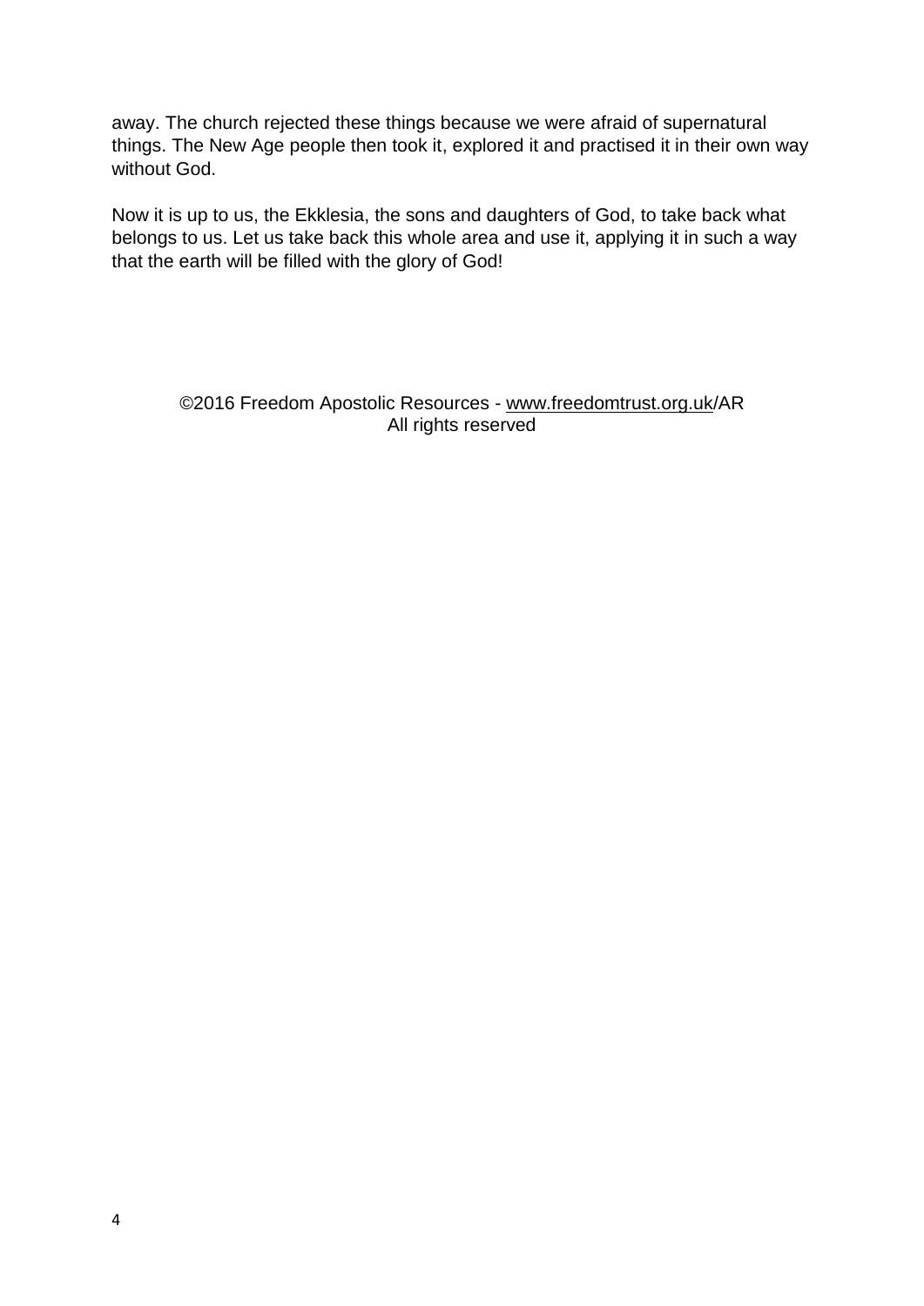away. The church rejected these things because we were afraid of supernatural things. The New Age people then took it, explored it and practised it in their own way without God.

Now it is up to us, the Ekklesia, the sons and daughters of God, to take back what belongs to us. Let us take back this whole area and use it, applying it in such a way that the earth will be filled with the glory of God!

©2016 Freedom Apostolic Resources - www.freedomtrust.org.uk/AR
All rights reserved